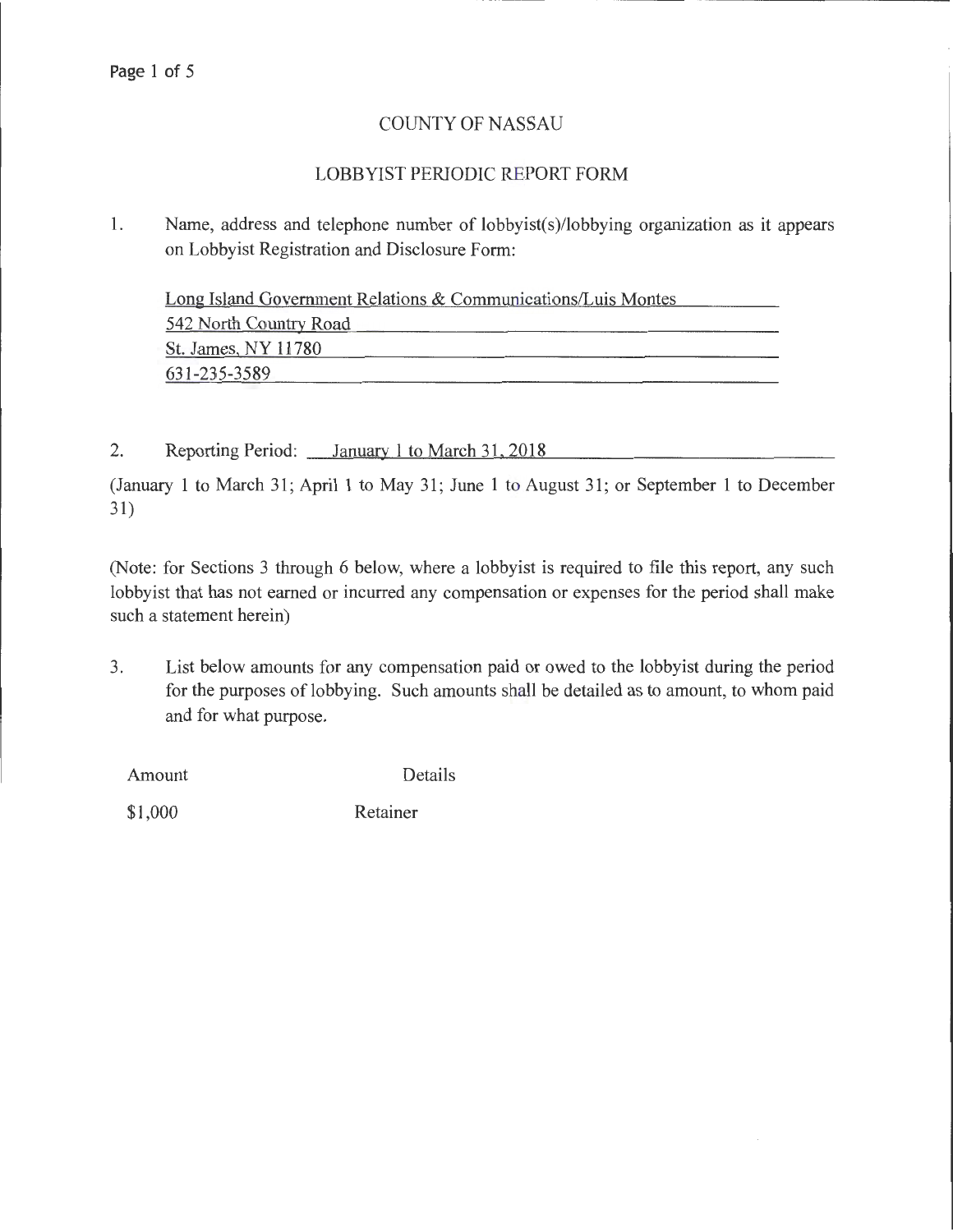# COUNTY OF NASSAU

## LOBBYIST PERIODIC REPORT FORM

1. Name, address and telephone number of lobbyist(s)/lobbying organization as it appears on Lobbyist Registration and Disclosure Form:

   Long Island Government Relations & Communications/Luis Montes
   542 North Country Road
   St. James, NY 11780
   631-235-3589

2. Reporting Period: January 1 to March 31, 2018

(January 1 to March 31; April 1 to May 31; June 1 to August 31; or September 1 to December 31)

(Note: for Sections 3 through 6 below, where a lobbyist is required to file this report, any such lobbyist that has not earned or incurred any compensation or expenses for the period shall make such a statement herein)

3. List below amounts for any compensation paid or owed to the lobbyist during the period for the purposes of lobbying. Such amounts shall be detailed as to amount, to whom paid and for what purpose.

| Amount | Details |
| --- | --- |
| $1,000 | Retainer |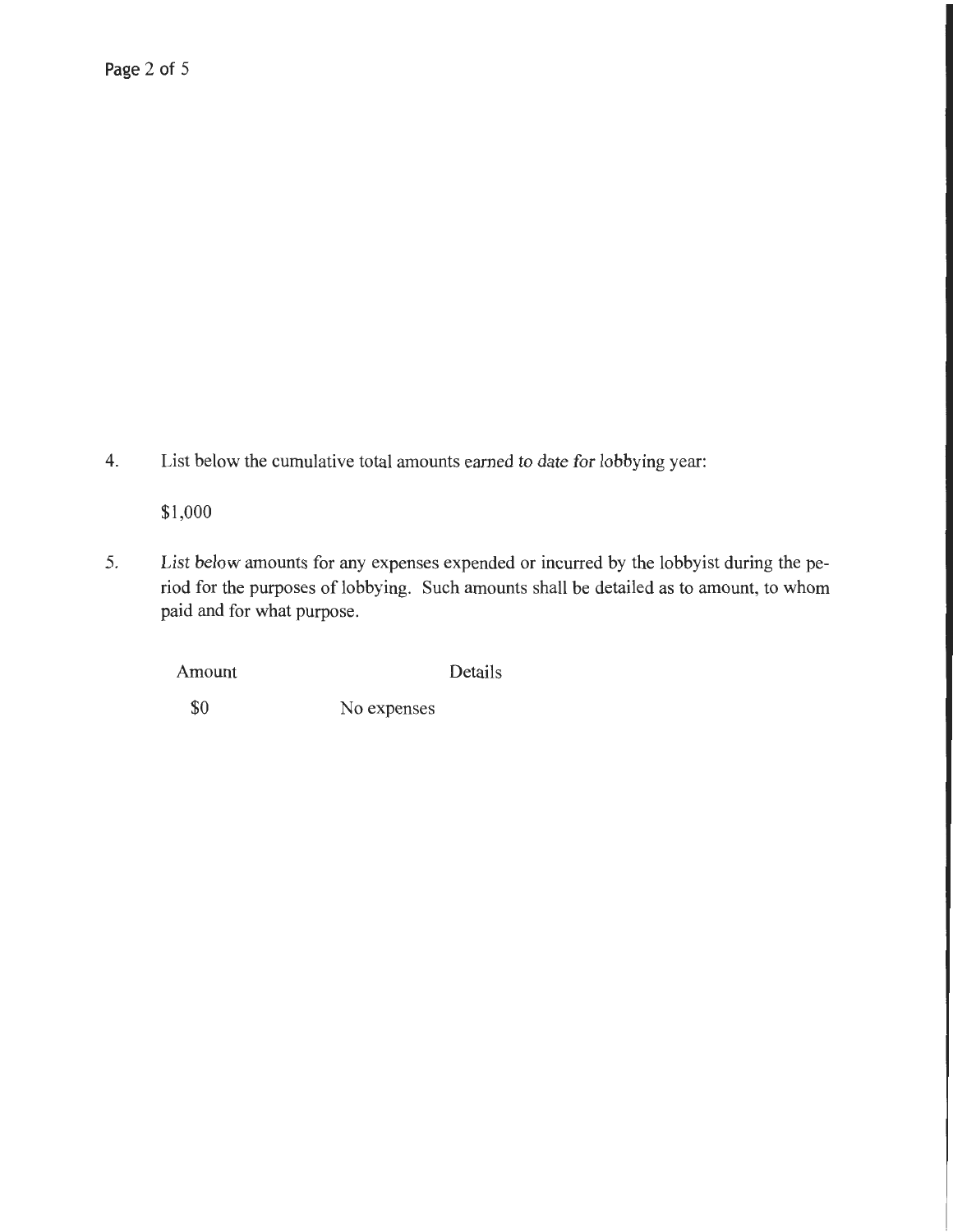4. List below the cumulative total amounts earned to date for lobbying year:

   $1,000

5. List below amounts for any expenses expended or incurred by the lobbyist during the period for the purposes of lobbying. Such amounts shall be detailed as to amount, to whom paid and for what purpose.

| Amount | Details |
|---|---|
| $0 | No expenses |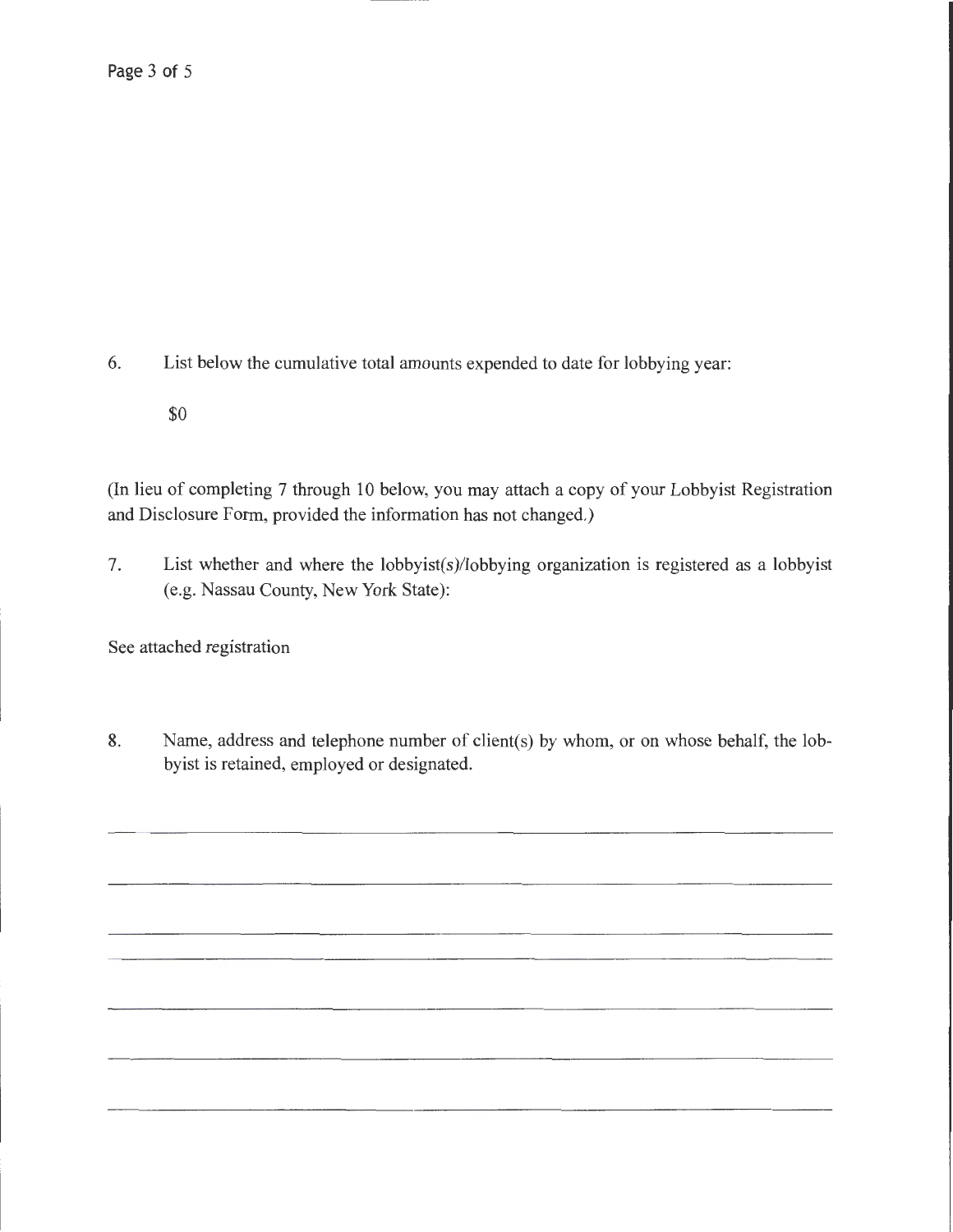6. List below the cumulative total amounts expended to date for lobbying year:

   $0

(In lieu of completing 7 through 10 below, you may attach a copy of your Lobbyist Registration and Disclosure Form, provided the information has not changed.)

7. List whether and where the lobbyist(s)/lobbying organization is registered as a lobbyist (e.g. Nassau County, New York State):

See attached registration

8. Name, address and telephone number of client(s) by whom, or on whose behalf, the lobbyist is retained, employed or designated.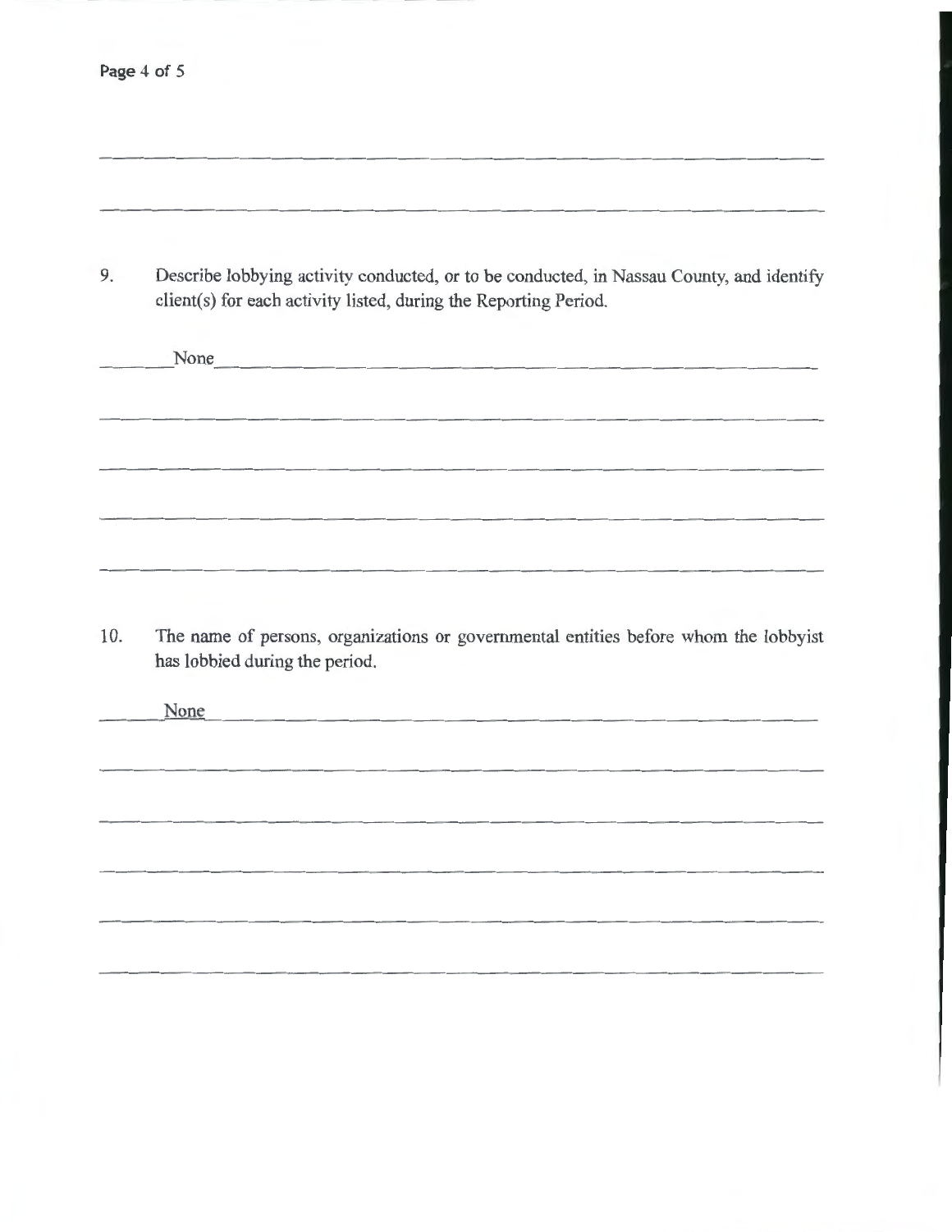9. Describe lobbying activity conducted, or to be conducted, in Nassau County, and identify client(s) for each activity listed, during the Reporting Period.

None

10. The name of persons, organizations or governmental entities before whom the lobbyist has lobbied during the period.

None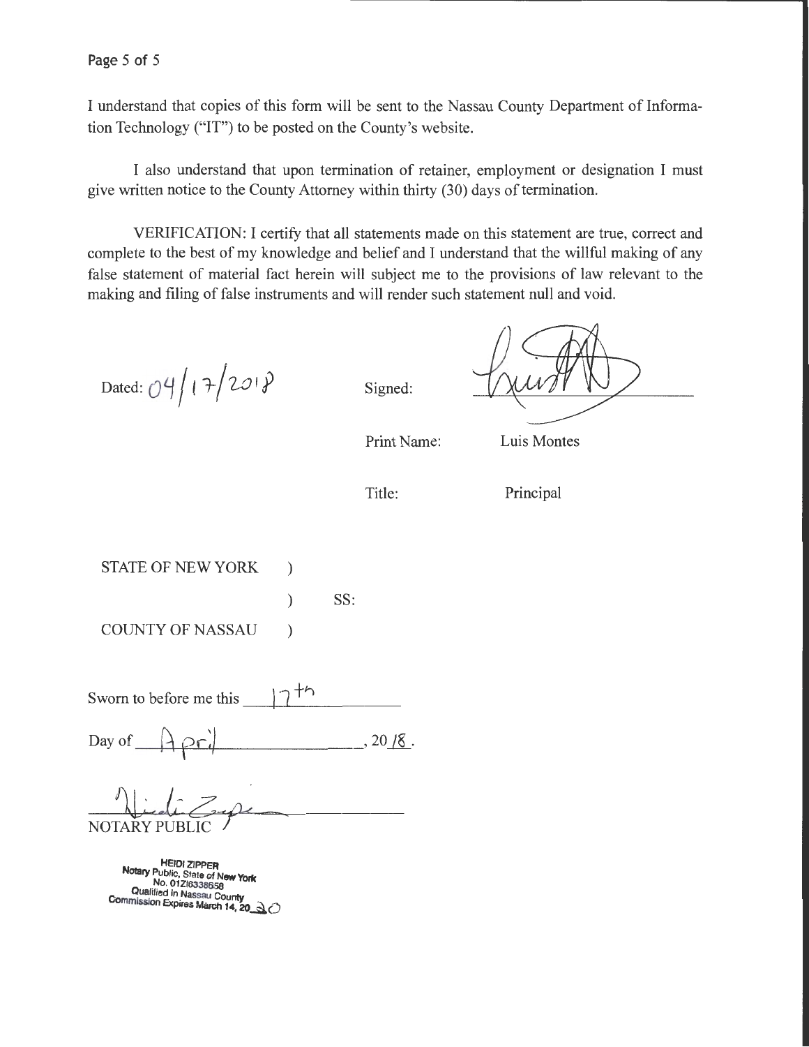I understand that copies of this form will be sent to the Nassau County Department of Information Technology ("IT") to be posted on the County's website.

I also understand that upon termination of retainer, employment or designation I must give written notice to the County Attorney within thirty (30) days of termination.

VERIFICATION: I certify that all statements made on this statement are true, correct and complete to the best of my knowledge and belief and I understand that the willful making of any false statement of material fact herein will subject me to the provisions of law relevant to the making and filing of false instruments and will render such statement null and void.

Dated: 04/17/2018

Signed: [signature]

Print Name: Luis Montes

Title: Principal

STATE OF NEW YORK )
) SS:
COUNTY OF NASSAU )

Sworn to before me this 17th

Day of April, 20 18.

[signature]

NOTARY PUBLIC

HEIDI ZIPPER
Notary Public, State of New York
No. 01ZI6338658
Qualified in Nassau County
Commission Expires March 14, 20 20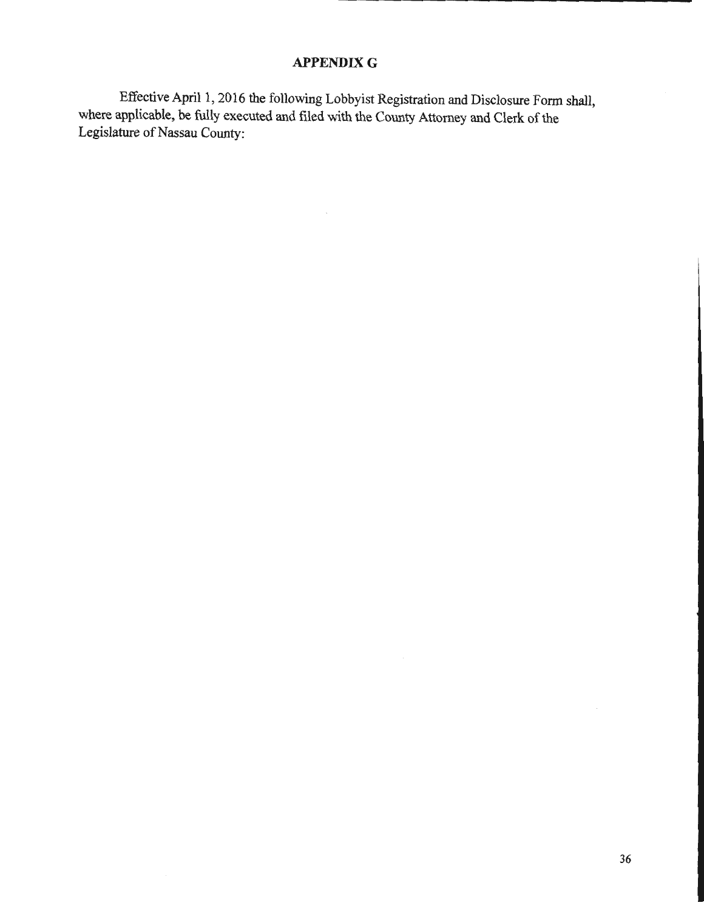## APPENDIX G

Effective April 1, 2016 the following Lobbyist Registration and Disclosure Form shall, where applicable, be fully executed and filed with the County Attorney and Clerk of the Legislature of Nassau County: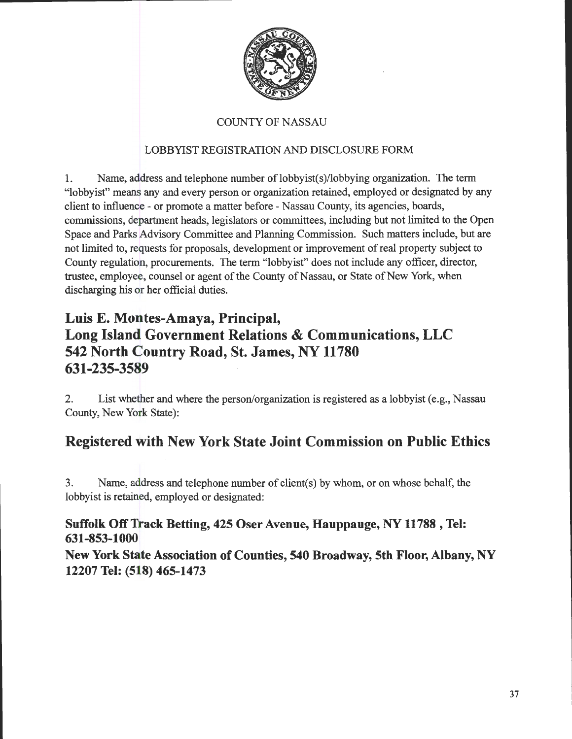COUNTY OF NASSAU

LOBBYIST REGISTRATION AND DISCLOSURE FORM

1. Name, address and telephone number of lobbyist(s)/lobbying organization. The term "lobbyist" means any and every person or organization retained, employed or designated by any client to influence - or promote a matter before - Nassau County, its agencies, boards, commissions, department heads, legislators or committees, including but not limited to the Open Space and Parks Advisory Committee and Planning Commission. Such matters include, but are not limited to, requests for proposals, development or improvement of real property subject to County regulation, procurements. The term "lobbyist" does not include any officer, director, trustee, employee, counsel or agent of the County of Nassau, or State of New York, when discharging his or her official duties.

**Luis E. Montes-Amaya, Principal,**
**Long Island Government Relations & Communications, LLC**
**542 North Country Road, St. James, NY 11780**
**631-235-3589**

2. List whether and where the person/organization is registered as a lobbyist (e.g., Nassau County, New York State):

**Registered with New York State Joint Commission on Public Ethics**

3. Name, address and telephone number of client(s) by whom, or on whose behalf, the lobbyist is retained, employed or designated:

**Suffolk Off Track Betting, 425 Oser Avenue, Hauppauge, NY 11788 , Tel: 631-853-1000**
**New York State Association of Counties, 540 Broadway, 5th Floor, Albany, NY 12207 Tel: (518) 465-1473**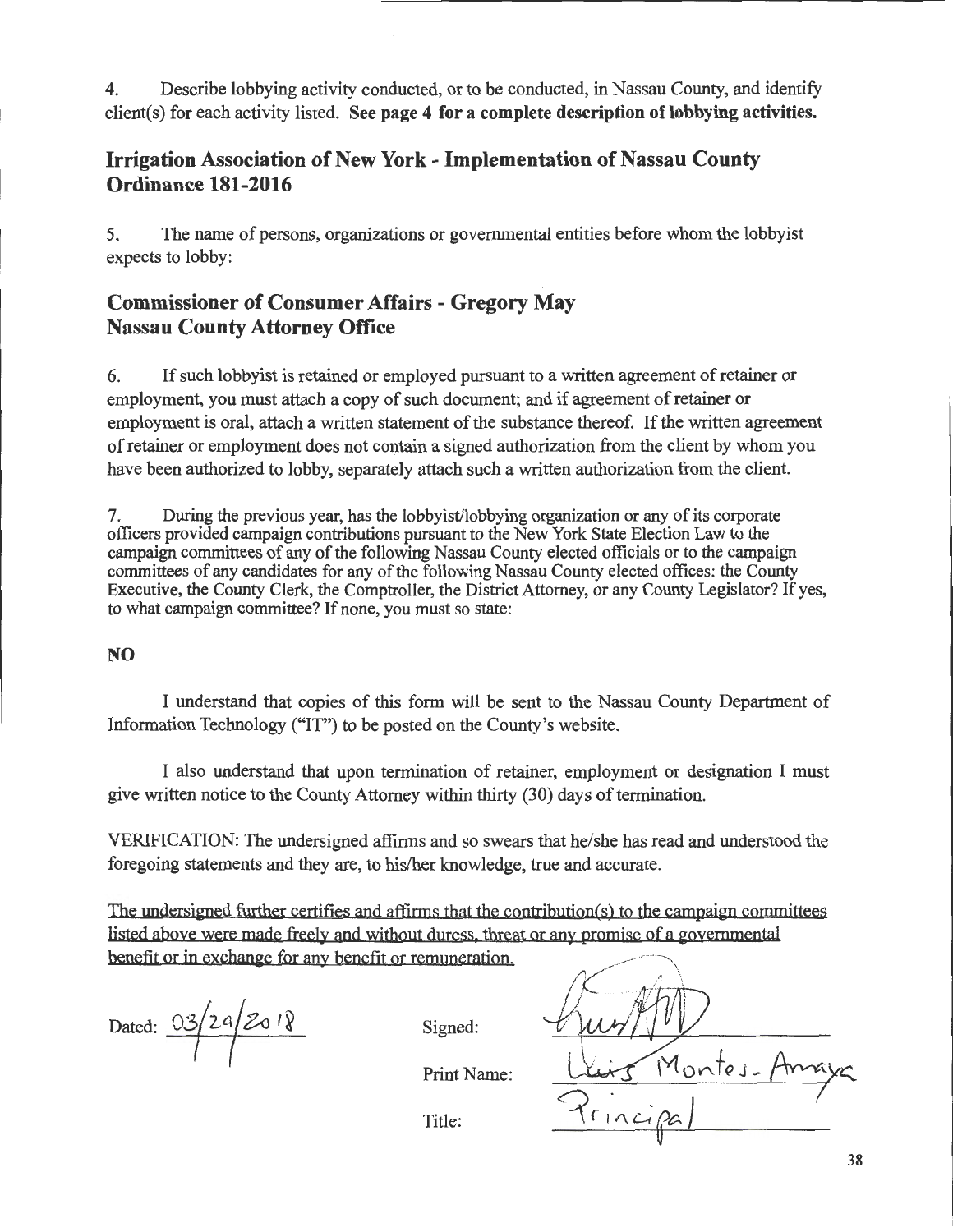4. Describe lobbying activity conducted, or to be conducted, in Nassau County, and identify client(s) for each activity listed. **See page 4 for a complete description of lobbying activities.**

## Irrigation Association of New York - Implementation of Nassau County Ordinance 181-2016

5. The name of persons, organizations or governmental entities before whom the lobbyist expects to lobby:

## Commissioner of Consumer Affairs - Gregory May
## Nassau County Attorney Office

6. If such lobbyist is retained or employed pursuant to a written agreement of retainer or employment, you must attach a copy of such document; and if agreement of retainer or employment is oral, attach a written statement of the substance thereof. If the written agreement of retainer or employment does not contain a signed authorization from the client by whom you have been authorized to lobby, separately attach such a written authorization from the client.

7. During the previous year, has the lobbyist/lobbying organization or any of its corporate officers provided campaign contributions pursuant to the New York State Election Law to the campaign committees of any of the following Nassau County elected officials or to the campaign committees of any candidates for any of the following Nassau County elected offices: the County Executive, the County Clerk, the Comptroller, the District Attorney, or any County Legislator? If yes, to what campaign committee? If none, you must so state:

**NO**

I understand that copies of this form will be sent to the Nassau County Department of Information Technology ("IT") to be posted on the County's website.

I also understand that upon termination of retainer, employment or designation I must give written notice to the County Attorney within thirty (30) days of termination.

VERIFICATION: The undersigned affirms and so swears that he/she has read and understood the foregoing statements and they are, to his/her knowledge, true and accurate.

The undersigned further certifies and affirms that the contribution(s) to the campaign committees listed above were made freely and without duress, threat or any promise of a governmental benefit or in exchange for any benefit or remuneration.

Dated: 03/29/2018

Signed: [signature]

Print Name: Luis Montes-Amaya

Title: Principal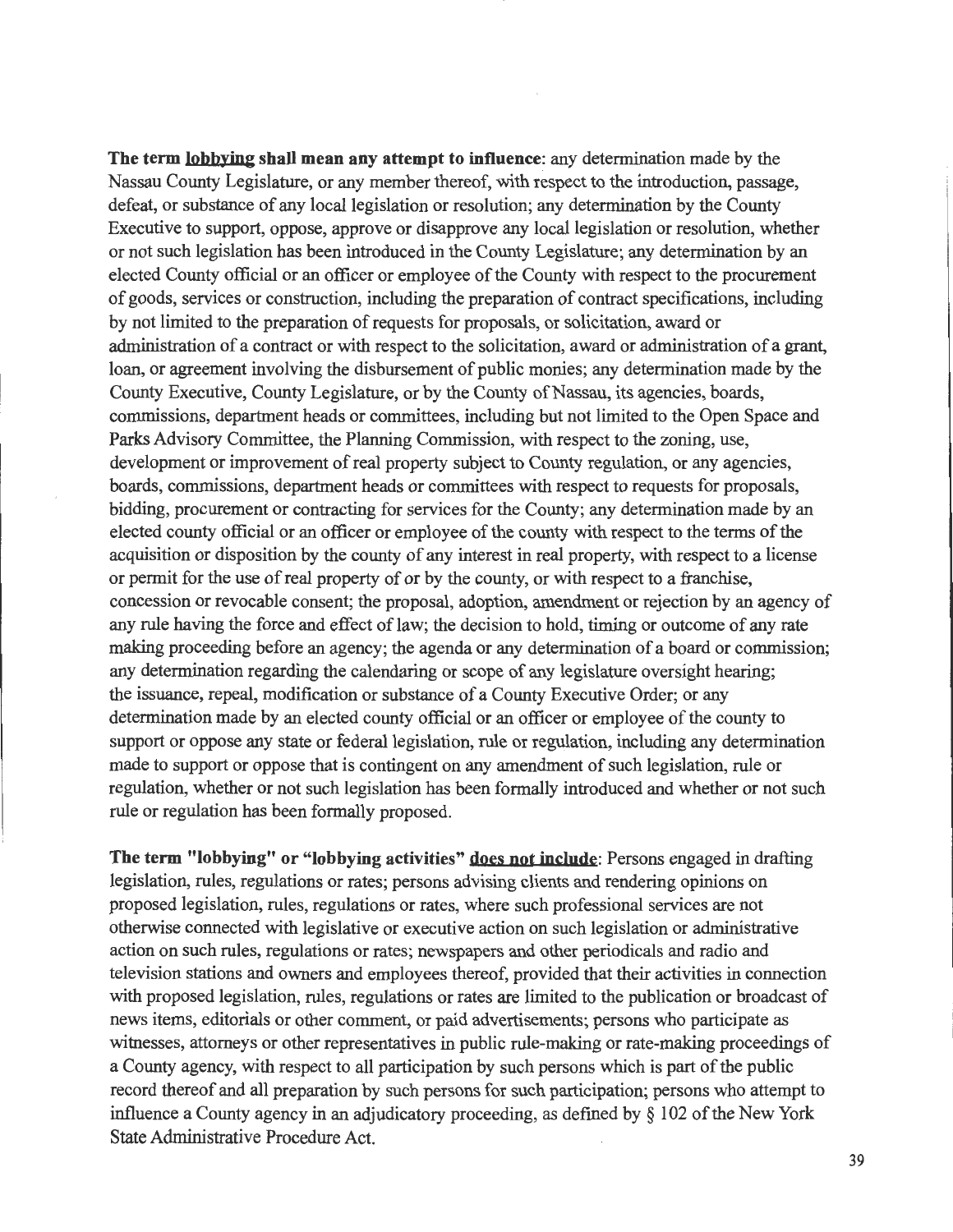**The term <u>lobbying</u> shall mean any attempt to influence**: any determination made by the Nassau County Legislature, or any member thereof, with respect to the introduction, passage, defeat, or substance of any local legislation or resolution; any determination by the County Executive to support, oppose, approve or disapprove any local legislation or resolution, whether or not such legislation has been introduced in the County Legislature; any determination by an elected County official or an officer or employee of the County with respect to the procurement of goods, services or construction, including the preparation of contract specifications, including by not limited to the preparation of requests for proposals, or solicitation, award or administration of a contract or with respect to the solicitation, award or administration of a grant, loan, or agreement involving the disbursement of public monies; any determination made by the County Executive, County Legislature, or by the County of Nassau, its agencies, boards, commissions, department heads or committees, including but not limited to the Open Space and Parks Advisory Committee, the Planning Commission, with respect to the zoning, use, development or improvement of real property subject to County regulation, or any agencies, boards, commissions, department heads or committees with respect to requests for proposals, bidding, procurement or contracting for services for the County; any determination made by an elected county official or an officer or employee of the county with respect to the terms of the acquisition or disposition by the county of any interest in real property, with respect to a license or permit for the use of real property of or by the county, or with respect to a franchise, concession or revocable consent; the proposal, adoption, amendment or rejection by an agency of any rule having the force and effect of law; the decision to hold, timing or outcome of any rate making proceeding before an agency; the agenda or any determination of a board or commission; any determination regarding the calendaring or scope of any legislature oversight hearing; the issuance, repeal, modification or substance of a County Executive Order; or any determination made by an elected county official or an officer or employee of the county to support or oppose any state or federal legislation, rule or regulation, including any determination made to support or oppose that is contingent on any amendment of such legislation, rule or regulation, whether or not such legislation has been formally introduced and whether or not such rule or regulation has been formally proposed.

**The term "lobbying" or "lobbying activities" <u>does not include</u>**: Persons engaged in drafting legislation, rules, regulations or rates; persons advising clients and rendering opinions on proposed legislation, rules, regulations or rates, where such professional services are not otherwise connected with legislative or executive action on such legislation or administrative action on such rules, regulations or rates; newspapers and other periodicals and radio and television stations and owners and employees thereof, provided that their activities in connection with proposed legislation, rules, regulations or rates are limited to the publication or broadcast of news items, editorials or other comment, or paid advertisements; persons who participate as witnesses, attorneys or other representatives in public rule-making or rate-making proceedings of a County agency, with respect to all participation by such persons which is part of the public record thereof and all preparation by such persons for such participation; persons who attempt to influence a County agency in an adjudicatory proceeding, as defined by § 102 of the New York State Administrative Procedure Act.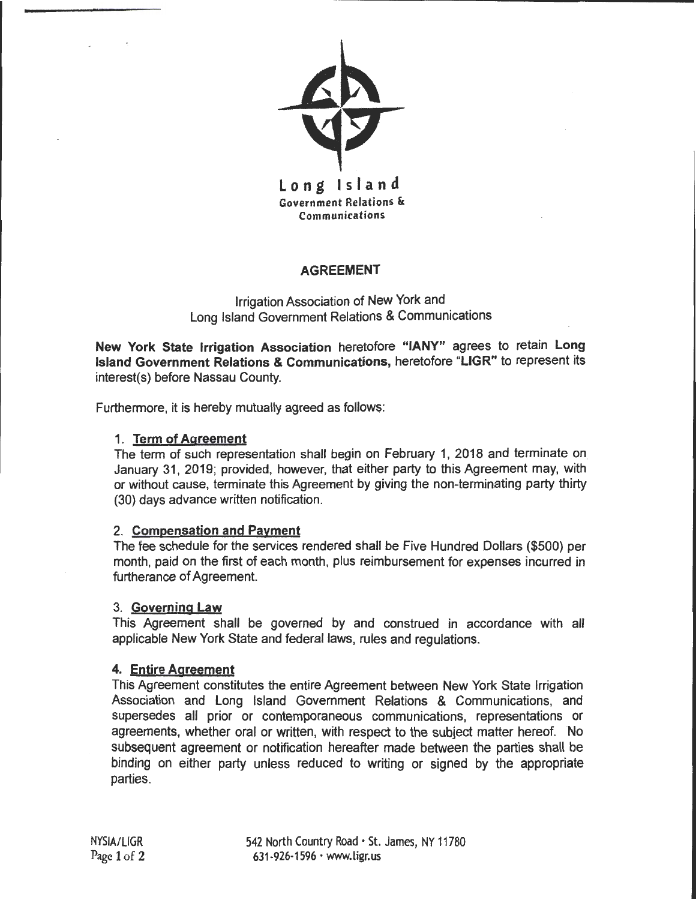Long Island
Government Relations & Communications

## AGREEMENT

Irrigation Association of New York and
Long Island Government Relations & Communications

**New York State Irrigation Association** heretofore **"IANY"** agrees to retain **Long Island Government Relations & Communications,** heretofore **"LIGR"** to represent its interest(s) before Nassau County.

Furthermore, it is hereby mutually agreed as follows:

1. **Term of Agreement**
   The term of such representation shall begin on February 1, 2018 and terminate on January 31, 2019; provided, however, that either party to this Agreement may, with or without cause, terminate this Agreement by giving the non-terminating party thirty (30) days advance written notification.

2. **Compensation and Payment**
   The fee schedule for the services rendered shall be Five Hundred Dollars ($500) per month, paid on the first of each month, plus reimbursement for expenses incurred in furtherance of Agreement.

3. **Governing Law**
   This Agreement shall be governed by and construed in accordance with all applicable New York State and federal laws, rules and regulations.

4. **Entire Agreement**
   This Agreement constitutes the entire Agreement between New York State Irrigation Association and Long Island Government Relations & Communications, and supersedes all prior or contemporaneous communications, representations or agreements, whether oral or written, with respect to the subject matter hereof. No subsequent agreement or notification hereafter made between the parties shall be binding on either party unless reduced to writing or signed by the appropriate parties.

NYSIA/LIGR

542 North Country Road • St. James, NY 11780
631-926-1596 • www.ligr.us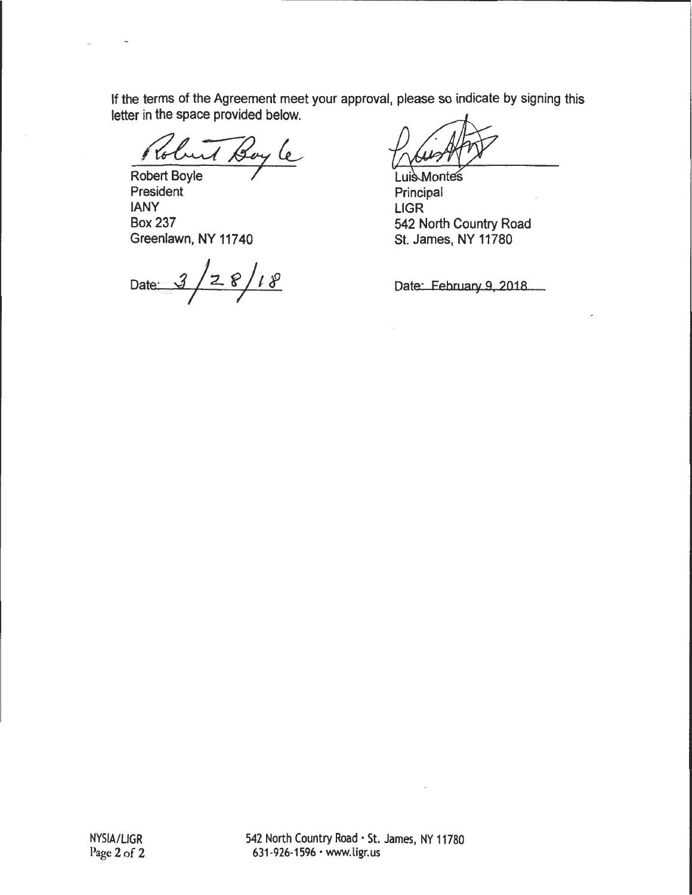If the terms of the Agreement meet your approval, please so indicate by signing this letter in the space provided below.

Robert Boyle
President
IANY
Box 237
Greenlawn, NY 11740

Date: 3/28/18

Luis Montes
Principal
LIGR
542 North Country Road
St. James, NY 11780

Date: February 9, 2018

NYSIA/LIGR

542 North Country Road · St. James, NY 11780
631-926-1596 · www.ligr.us